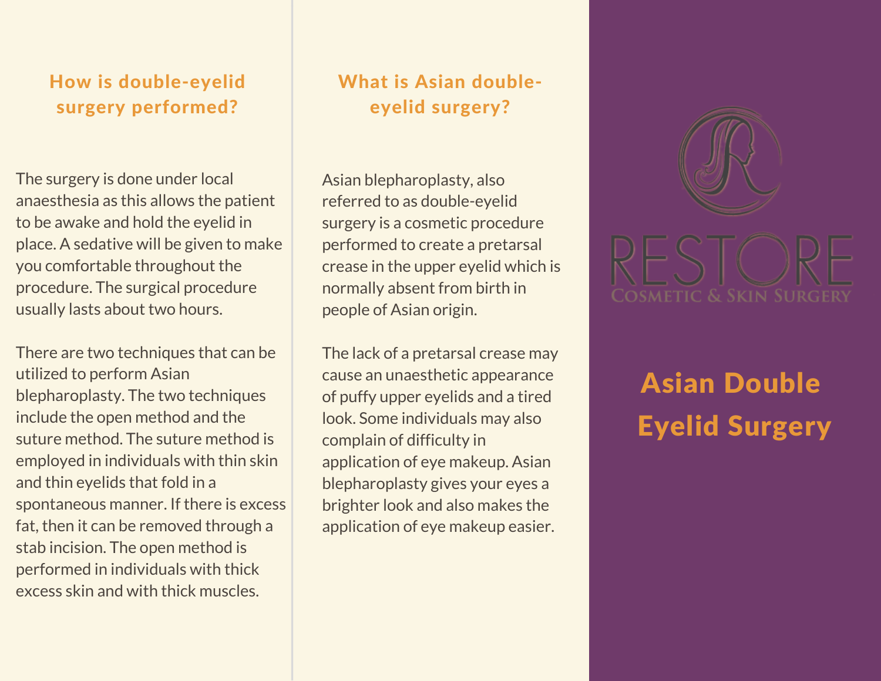# Asian Double Eyelid Surgery

RESTORE
COSMETIC & SKIN SURGERY

## What is Asian double-eyelid surgery?

Asian blepharoplasty, also referred to as double-eyelid surgery is a cosmetic procedure performed to create a pretarsal crease in the upper eyelid which is normally absent from birth in people of Asian origin.

The lack of a pretarsal crease may cause an unaesthetic appearance of puffy upper eyelids and a tired look. Some individuals may also complain of difficulty in application of eye makeup. Asian blepharoplasty gives your eyes a brighter look and also makes the application of eye makeup easier.

## How is double-eyelid surgery performed?

The surgery is done under local anaesthesia as this allows the patient to be awake and hold the eyelid in place. A sedative will be given to make you comfortable throughout the procedure. The surgical procedure usually lasts about two hours.

There are two techniques that can be utilized to perform Asian blepharoplasty. The two techniques include the open method and the suture method. The suture method is employed in individuals with thin skin and thin eyelids that fold in a spontaneous manner. If there is excess fat, then it can be removed through a stab incision. The open method is performed in individuals with thick excess skin and with thick muscles.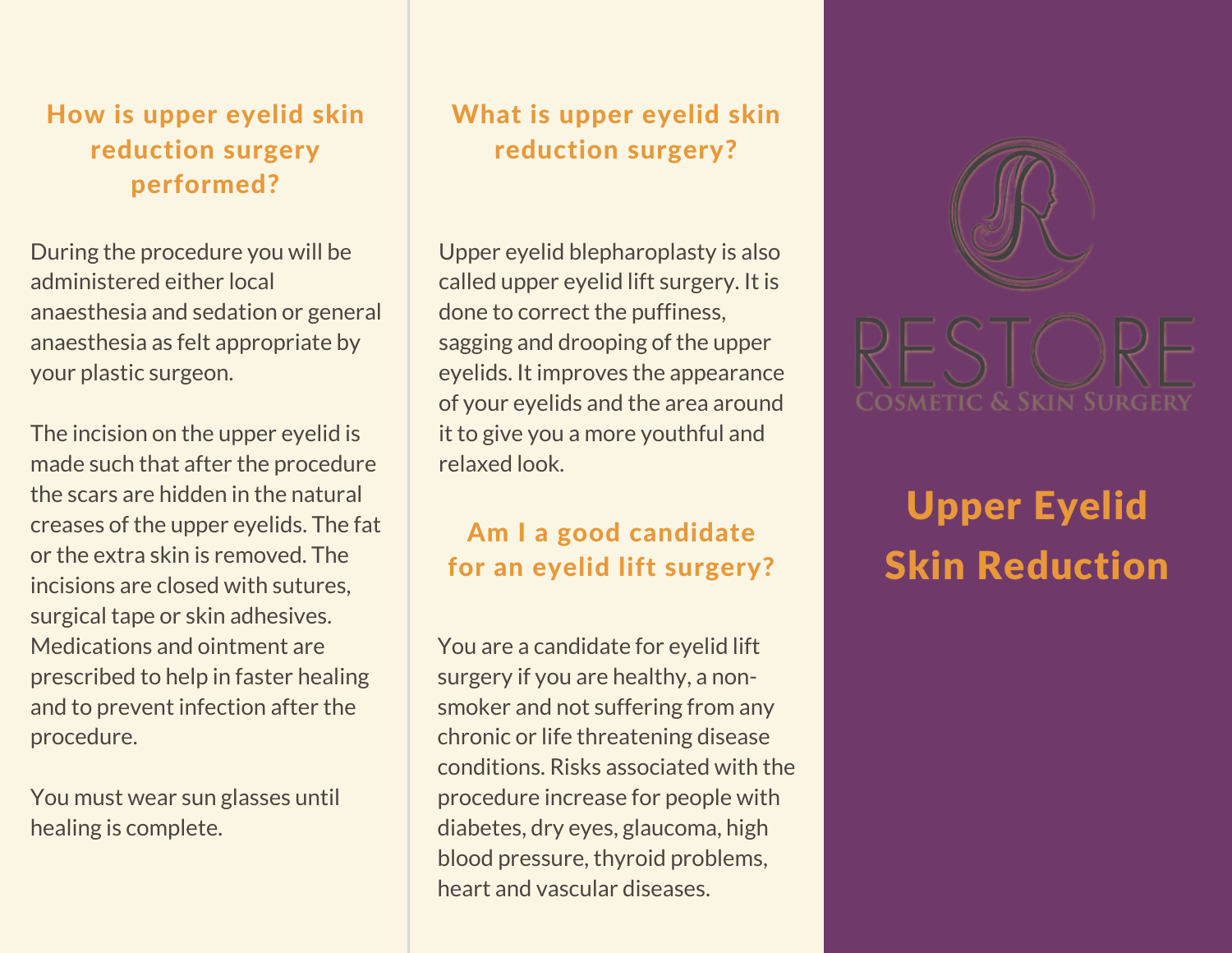## How is upper eyelid skin reduction surgery performed?

During the procedure you will be administered either local anaesthesia and sedation or general anaesthesia as felt appropriate by your plastic surgeon.

The incision on the upper eyelid is made such that after the procedure the scars are hidden in the natural creases of the upper eyelids. The fat or the extra skin is removed. The incisions are closed with sutures, surgical tape or skin adhesives. Medications and ointment are prescribed to help in faster healing and to prevent infection after the procedure.

You must wear sun glasses until healing is complete.

## What is upper eyelid skin reduction surgery?

Upper eyelid blepharoplasty is also called upper eyelid lift surgery. It is done to correct the puffiness, sagging and drooping of the upper eyelids. It improves the appearance of your eyelids and the area around it to give you a more youthful and relaxed look.

## Am I a good candidate for an eyelid lift surgery?

You are a candidate for eyelid lift surgery if you are healthy, a non-smoker and not suffering from any chronic or life threatening disease conditions. Risks associated with the procedure increase for people with diabetes, dry eyes, glaucoma, high blood pressure, thyroid problems, heart and vascular diseases.

RESTORE

COSMETIC & SKIN SURGERY

# Upper Eyelid Skin Reduction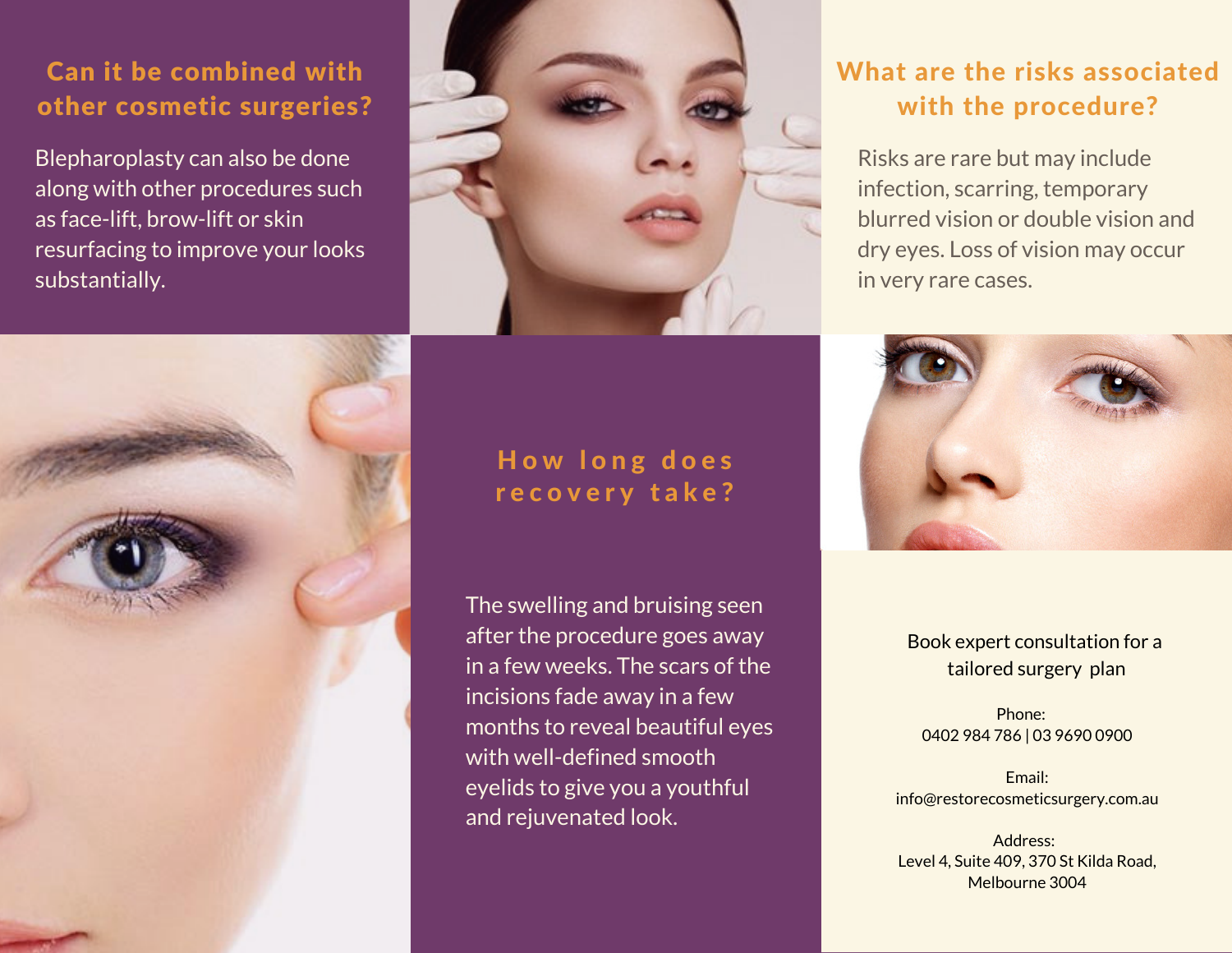## Can it be combined with other cosmetic surgeries?

Blepharoplasty can also be done along with other procedures such as face-lift, brow-lift or skin resurfacing to improve your looks substantially.

## What are the risks associated with the procedure?

Risks are rare but may include infection, scarring, temporary blurred vision or double vision and dry eyes. Loss of vision may occur in very rare cases.

## How long does recovery take?

The swelling and bruising seen after the procedure goes away in a few weeks. The scars of the incisions fade away in a few months to reveal beautiful eyes with well-defined smooth eyelids to give you a youthful and rejuvenated look.

Book expert consultation for a tailored surgery plan

Phone:
0402 984 786 | 03 9690 0900

Email:
info@restorecosmeticsurgery.com.au

Address:
Level 4, Suite 409, 370 St Kilda Road,
Melbourne 3004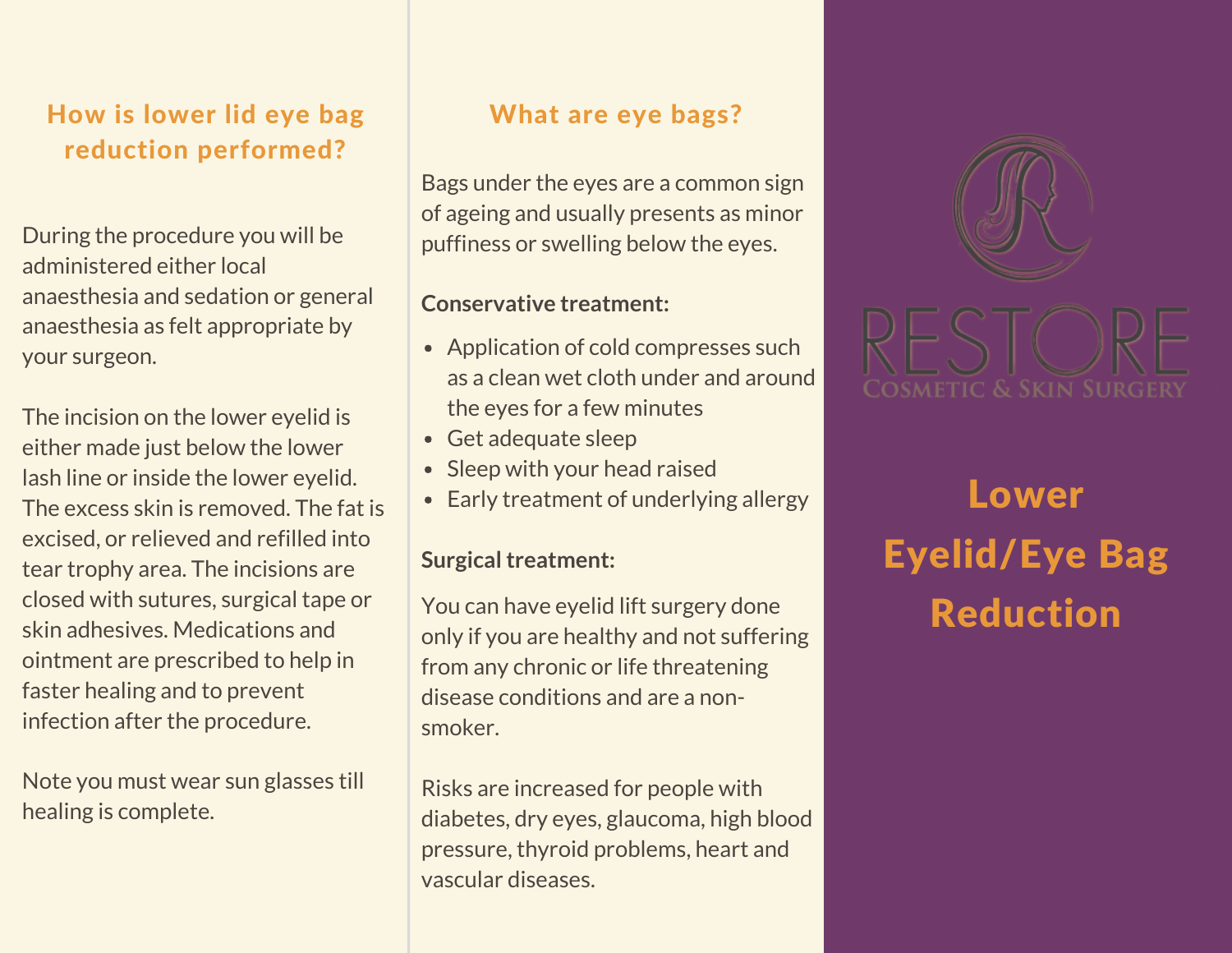## How is lower lid eye bag reduction performed?

During the procedure you will be administered either local anaesthesia and sedation or general anaesthesia as felt appropriate by your surgeon.

The incision on the lower eyelid is either made just below the lower lash line or inside the lower eyelid. The excess skin is removed. The fat is excised, or relieved and refilled into tear trophy area. The incisions are closed with sutures, surgical tape or skin adhesives. Medications and ointment are prescribed to help in faster healing and to prevent infection after the procedure.

Note you must wear sun glasses till healing is complete.

## What are eye bags?

Bags under the eyes are a common sign of ageing and usually presents as minor puffiness or swelling below the eyes.

**Conservative treatment:**

- Application of cold compresses such as a clean wet cloth under and around the eyes for a few minutes
- Get adequate sleep
- Sleep with your head raised
- Early treatment of underlying allergy

**Surgical treatment:**

You can have eyelid lift surgery done only if you are healthy and not suffering from any chronic or life threatening disease conditions and are a non-smoker.

Risks are increased for people with diabetes, dry eyes, glaucoma, high blood pressure, thyroid problems, heart and vascular diseases.

RESTORE
Cosmetic & Skin Surgery

# Lower Eyelid/Eye Bag Reduction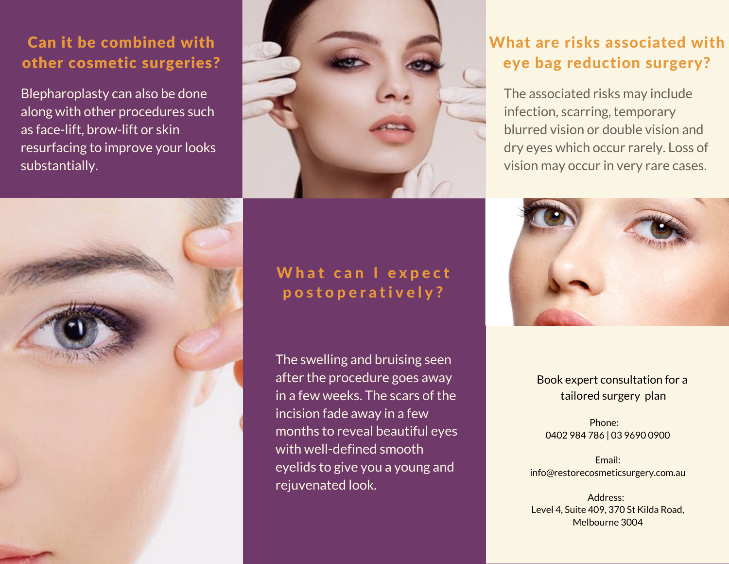## Can it be combined with other cosmetic surgeries?

Blepharoplasty can also be done along with other procedures such as face-lift, brow-lift or skin resurfacing to improve your looks substantially.

## What are risks associated with eye bag reduction surgery?

The associated risks may include infection, scarring, temporary blurred vision or double vision and dry eyes which occur rarely. Loss of vision may occur in very rare cases.

## What can I expect postoperatively?

The swelling and bruising seen after the procedure goes away in a few weeks. The scars of the incision fade away in a few months to reveal beautiful eyes with well-defined smooth eyelids to give you a young and rejuvenated look.

Book expert consultation for a tailored surgery plan

Phone:
0402 984 786 | 03 9690 0900

Email:
info@restorecosmeticsurgery.com.au

Address:
Level 4, Suite 409, 370 St Kilda Road,
Melbourne 3004